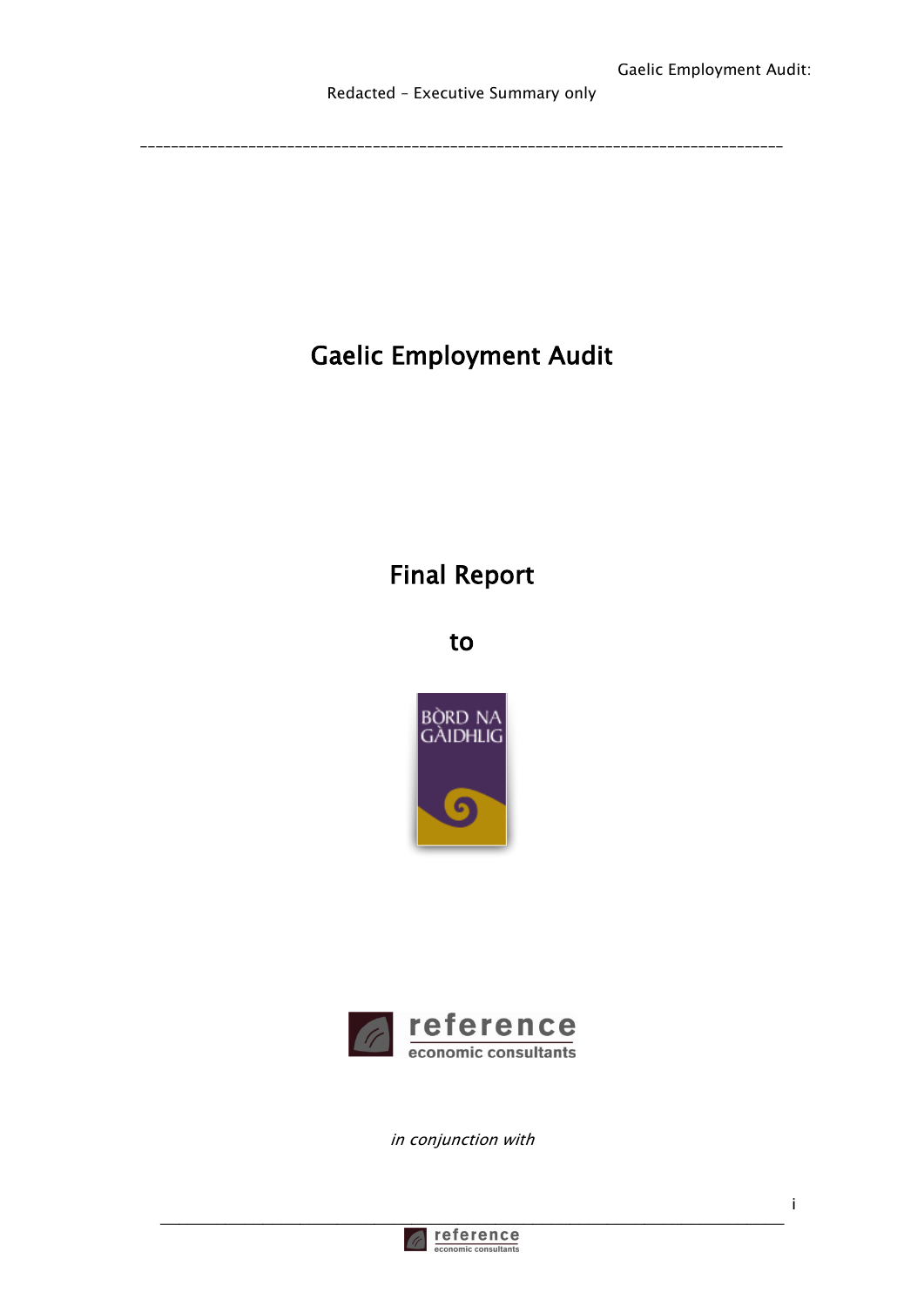Gaelic Employment Audit:

Redacted – Executive Summary only

# Gaelic Employment Audit

## Final Report

## to

BÒRD NA GÀIDHLIG

reference
economic consultants

*in conjunction with*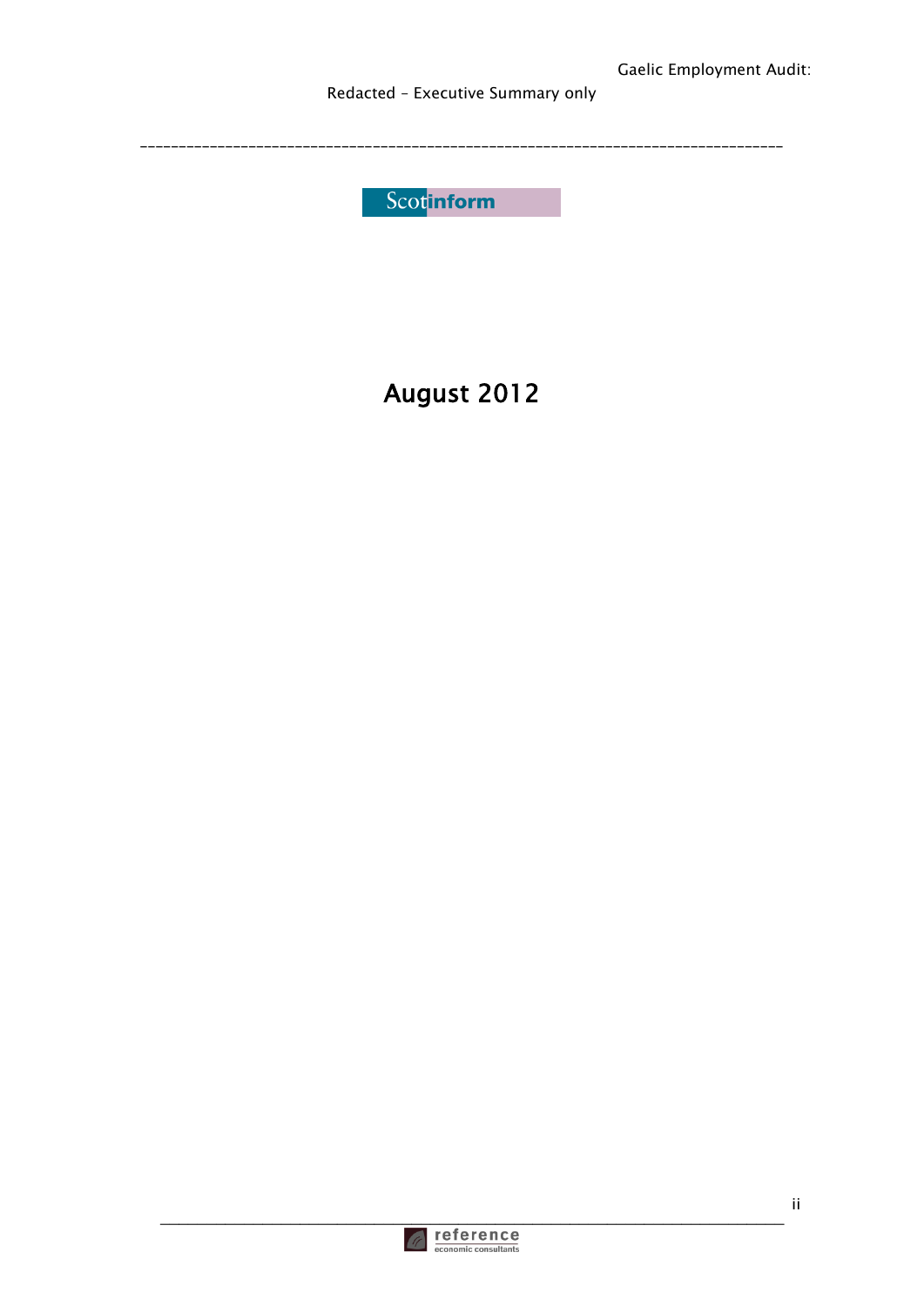Gaelic Employment Audit:

Redacted – Executive Summary only

Scotinform

# August 2012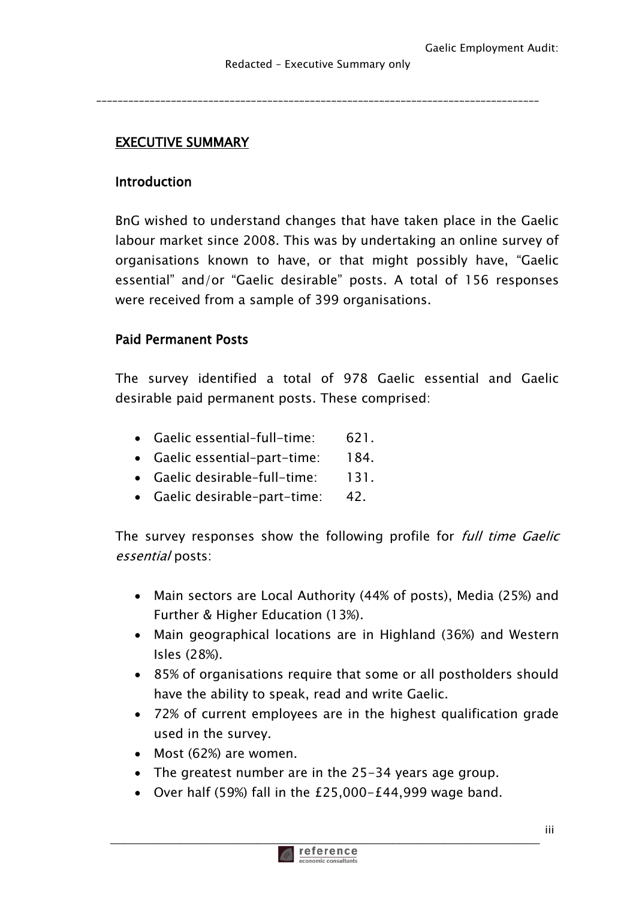## EXECUTIVE SUMMARY

### Introduction

BnG wished to understand changes that have taken place in the Gaelic labour market since 2008. This was by undertaking an online survey of organisations known to have, or that might possibly have, "Gaelic essential" and/or "Gaelic desirable" posts. A total of 156 responses were received from a sample of 399 organisations.

### Paid Permanent Posts

The survey identified a total of 978 Gaelic essential and Gaelic desirable paid permanent posts. These comprised:

- Gaelic essential-full-time: 621.
- Gaelic essential-part-time: 184.
- Gaelic desirable-full-time: 131.
- Gaelic desirable-part-time: 42.

The survey responses show the following profile for *full time Gaelic essential* posts:

- Main sectors are Local Authority (44% of posts), Media (25%) and Further & Higher Education (13%).
- Main geographical locations are in Highland (36%) and Western Isles (28%).
- 85% of organisations require that some or all postholders should have the ability to speak, read and write Gaelic.
- 72% of current employees are in the highest qualification grade used in the survey.
- Most (62%) are women.
- The greatest number are in the 25-34 years age group.
- Over half (59%) fall in the £25,000-£44,999 wage band.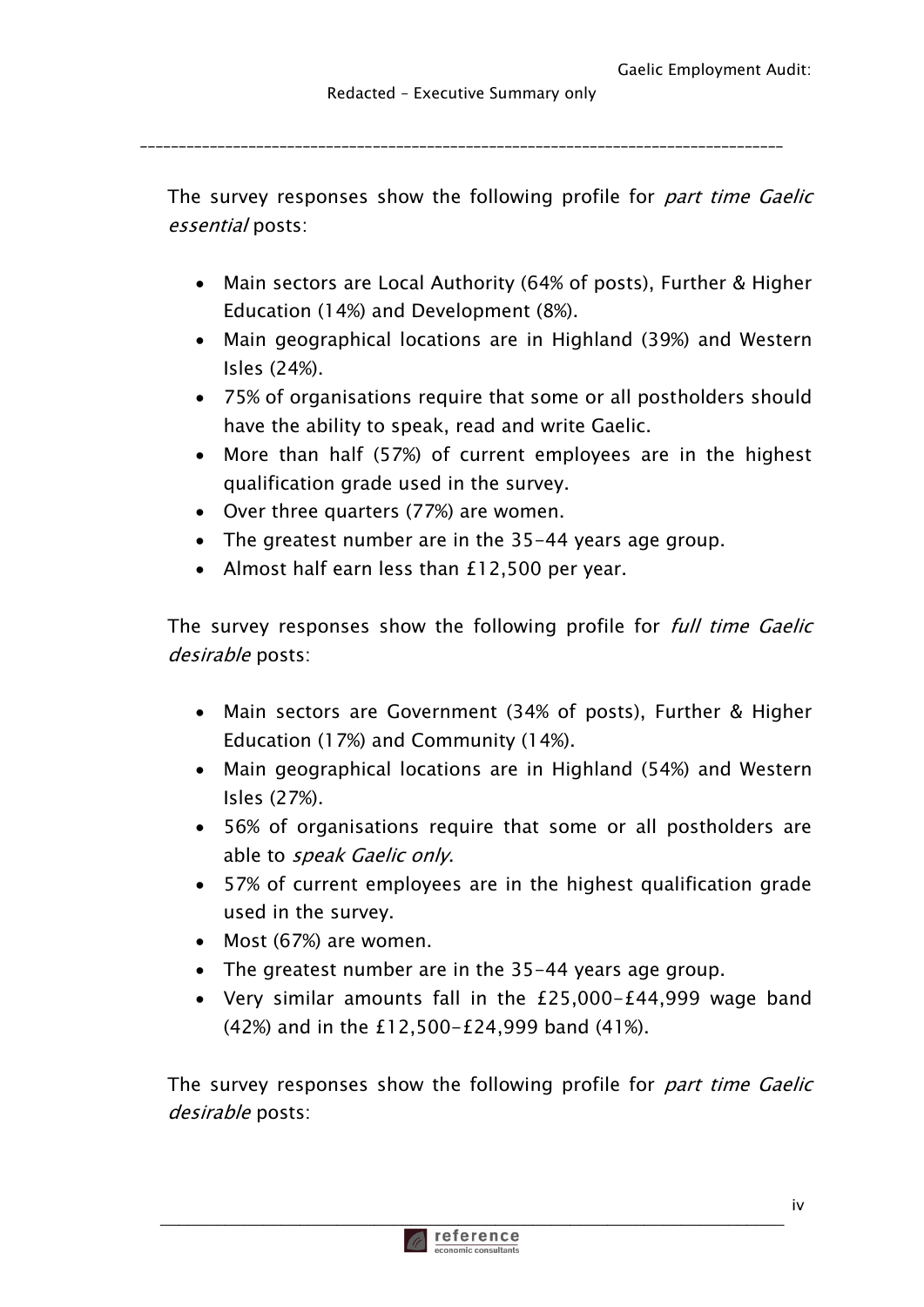The survey responses show the following profile for *part time Gaelic essential* posts:

- Main sectors are Local Authority (64% of posts), Further & Higher Education (14%) and Development (8%).
- Main geographical locations are in Highland (39%) and Western Isles (24%).
- 75% of organisations require that some or all postholders should have the ability to speak, read and write Gaelic.
- More than half (57%) of current employees are in the highest qualification grade used in the survey.
- Over three quarters (77%) are women.
- The greatest number are in the 35-44 years age group.
- Almost half earn less than £12,500 per year.

The survey responses show the following profile for *full time Gaelic desirable* posts:

- Main sectors are Government (34% of posts), Further & Higher Education (17%) and Community (14%).
- Main geographical locations are in Highland (54%) and Western Isles (27%).
- 56% of organisations require that some or all postholders are able to *speak Gaelic only*.
- 57% of current employees are in the highest qualification grade used in the survey.
- Most (67%) are women.
- The greatest number are in the 35-44 years age group.
- Very similar amounts fall in the £25,000-£44,999 wage band (42%) and in the £12,500-£24,999 band (41%).

The survey responses show the following profile for *part time Gaelic desirable* posts: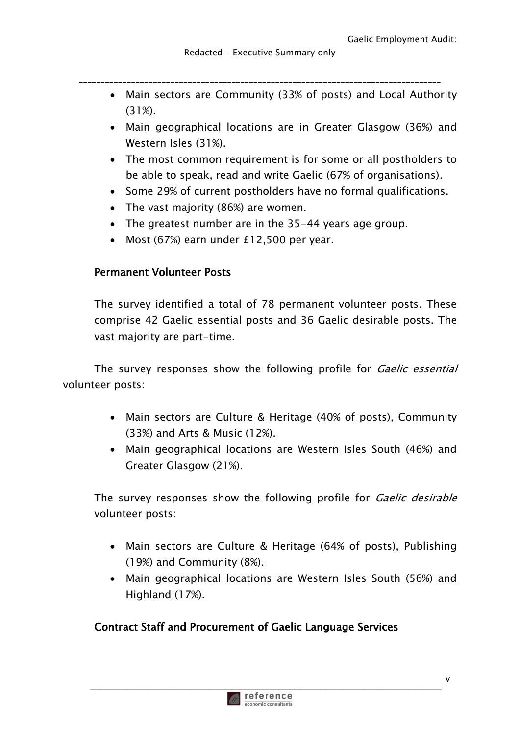- Main sectors are Community (33% of posts) and Local Authority (31%).
- Main geographical locations are in Greater Glasgow (36%) and Western Isles (31%).
- The most common requirement is for some or all postholders to be able to speak, read and write Gaelic (67% of organisations).
- Some 29% of current postholders have no formal qualifications.
- The vast majority (86%) are women.
- The greatest number are in the 35-44 years age group.
- Most (67%) earn under £12,500 per year.

### Permanent Volunteer Posts

The survey identified a total of 78 permanent volunteer posts. These comprise 42 Gaelic essential posts and 36 Gaelic desirable posts. The vast majority are part-time.

The survey responses show the following profile for *Gaelic essential* volunteer posts:

- Main sectors are Culture & Heritage (40% of posts), Community (33%) and Arts & Music (12%).
- Main geographical locations are Western Isles South (46%) and Greater Glasgow (21%).

The survey responses show the following profile for *Gaelic desirable* volunteer posts:

- Main sectors are Culture & Heritage (64% of posts), Publishing (19%) and Community (8%).
- Main geographical locations are Western Isles South (56%) and Highland (17%).

### Contract Staff and Procurement of Gaelic Language Services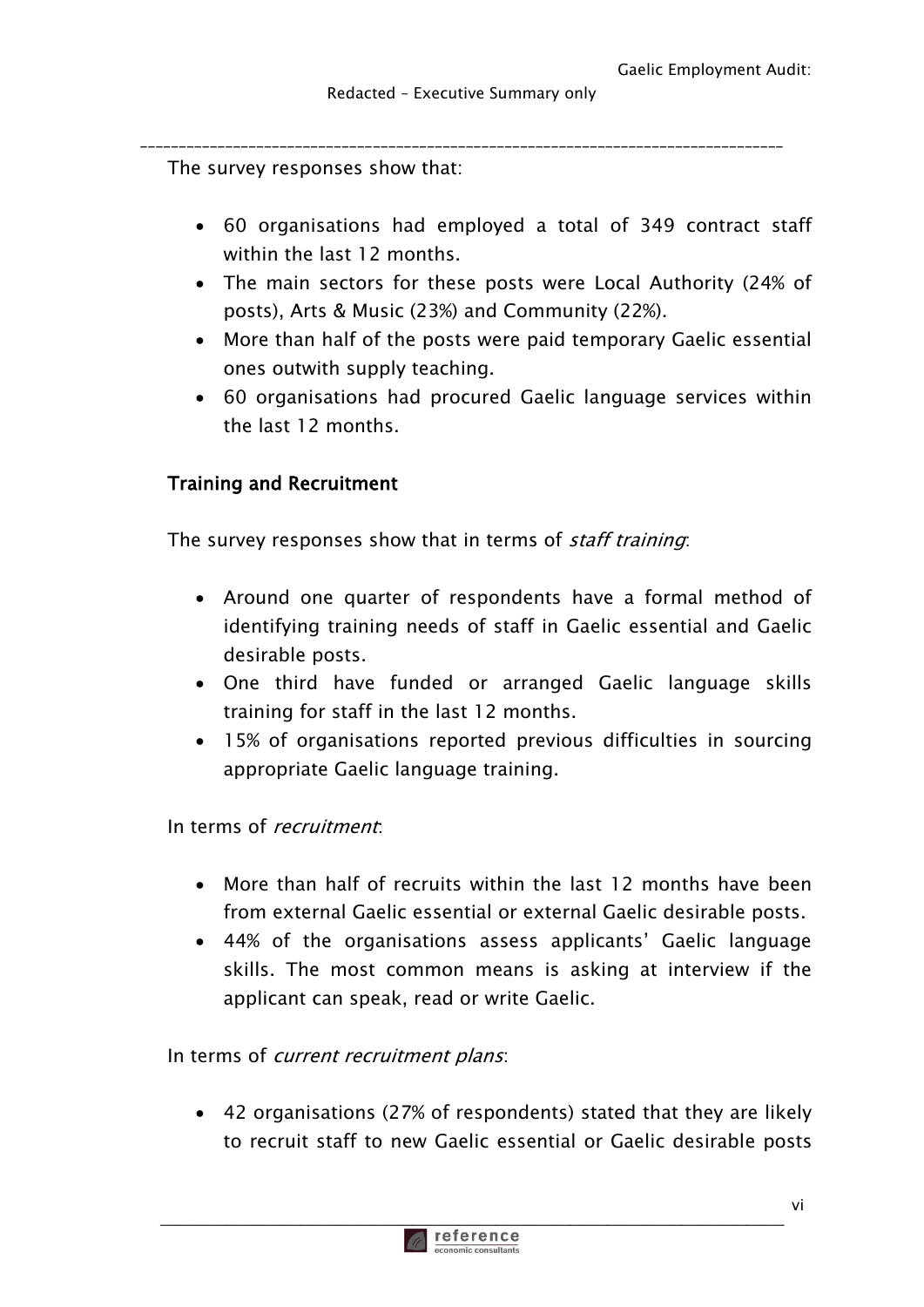The survey responses show that:

- 60 organisations had employed a total of 349 contract staff within the last 12 months.
- The main sectors for these posts were Local Authority (24% of posts), Arts & Music (23%) and Community (22%).
- More than half of the posts were paid temporary Gaelic essential ones outwith supply teaching.
- 60 organisations had procured Gaelic language services within the last 12 months.

## Training and Recruitment

The survey responses show that in terms of *staff training*:

- Around one quarter of respondents have a formal method of identifying training needs of staff in Gaelic essential and Gaelic desirable posts.
- One third have funded or arranged Gaelic language skills training for staff in the last 12 months.
- 15% of organisations reported previous difficulties in sourcing appropriate Gaelic language training.

In terms of *recruitment*:

- More than half of recruits within the last 12 months have been from external Gaelic essential or external Gaelic desirable posts.
- 44% of the organisations assess applicants' Gaelic language skills. The most common means is asking at interview if the applicant can speak, read or write Gaelic.

In terms of *current recruitment plans*:

- 42 organisations (27% of respondents) stated that they are likely to recruit staff to new Gaelic essential or Gaelic desirable posts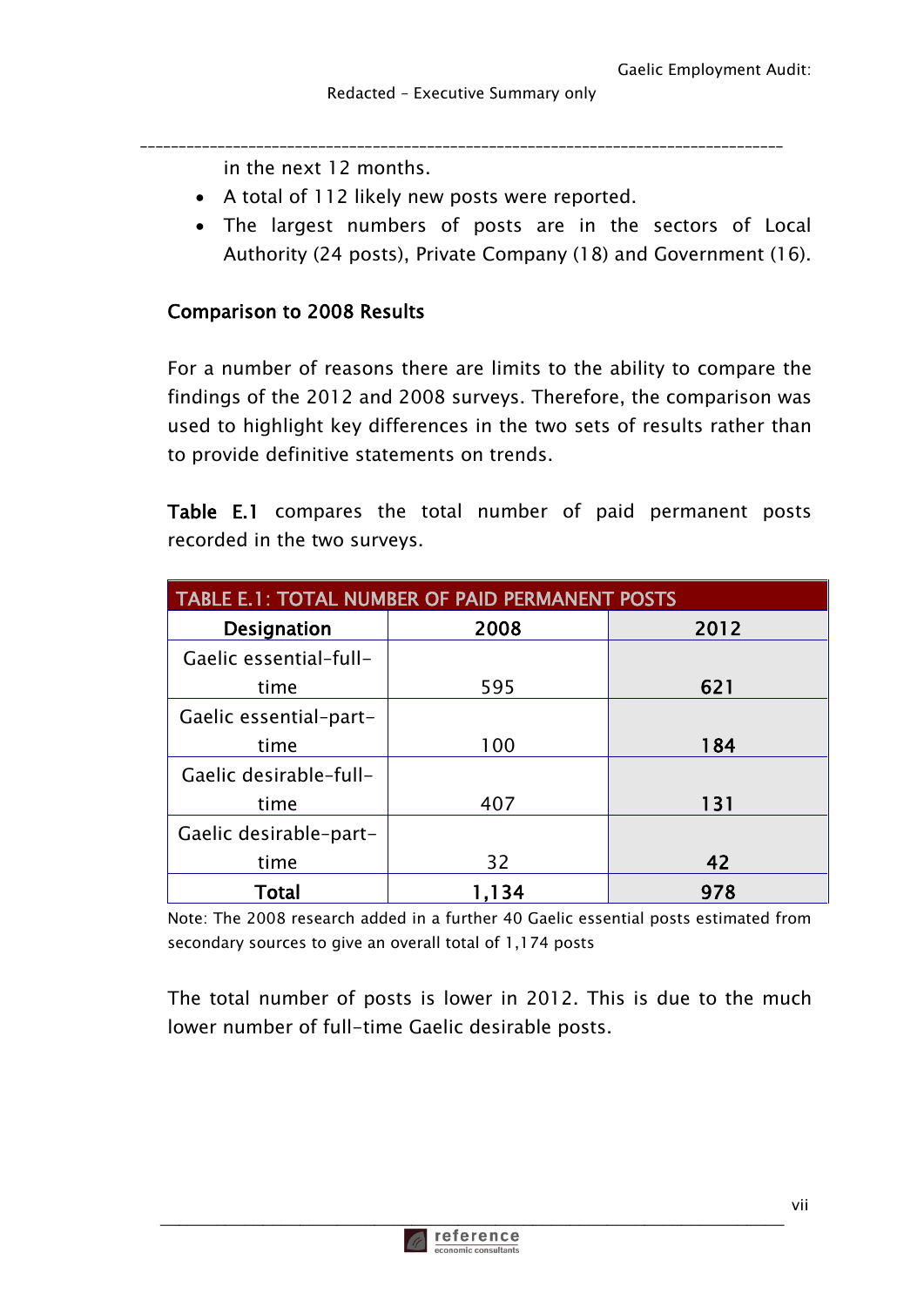in the next 12 months.

- A total of 112 likely new posts were reported.
- The largest numbers of posts are in the sectors of Local Authority (24 posts), Private Company (18) and Government (16).

## Comparison to 2008 Results

For a number of reasons there are limits to the ability to compare the findings of the 2012 and 2008 surveys. Therefore, the comparison was used to highlight key differences in the two sets of results rather than to provide definitive statements on trends.

**Table E.1** compares the total number of paid permanent posts recorded in the two surveys.

**TABLE E.1: TOTAL NUMBER OF PAID PERMANENT POSTS**

| Designation | 2008 | 2012 |
|---|---|---|
| Gaelic essential-full-time | 595 | **621** |
| Gaelic essential-part-time | 100 | **184** |
| Gaelic desirable-full-time | 407 | **131** |
| Gaelic desirable-part-time | 32 | **42** |
| **Total** | **1,134** | **978** |

Note: The 2008 research added in a further 40 Gaelic essential posts estimated from secondary sources to give an overall total of 1,174 posts

The total number of posts is lower in 2012. This is due to the much lower number of full-time Gaelic desirable posts.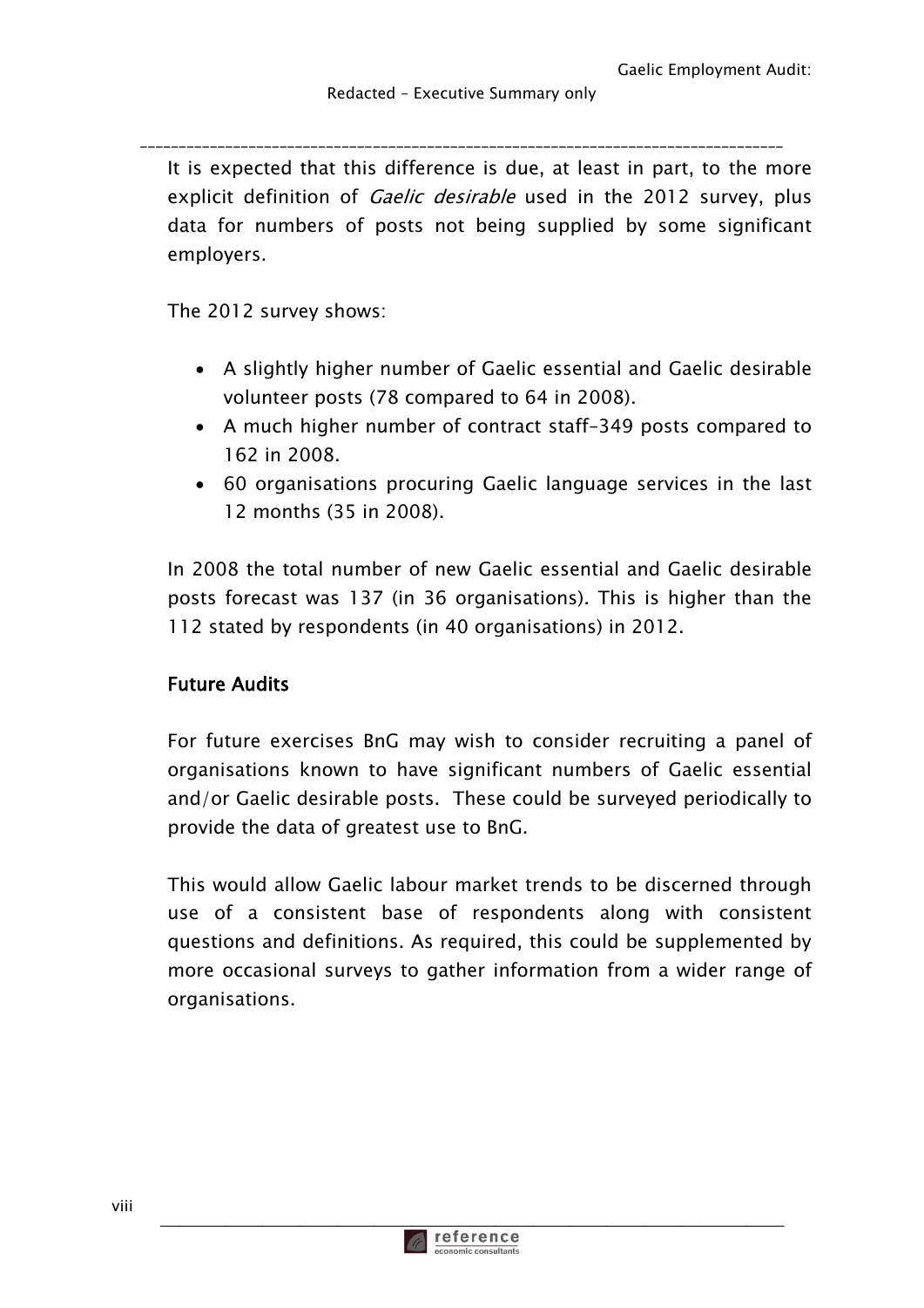It is expected that this difference is due, at least in part, to the more explicit definition of *Gaelic desirable* used in the 2012 survey, plus data for numbers of posts not being supplied by some significant employers.

The 2012 survey shows:

- A slightly higher number of Gaelic essential and Gaelic desirable volunteer posts (78 compared to 64 in 2008).
- A much higher number of contract staff–349 posts compared to 162 in 2008.
- 60 organisations procuring Gaelic language services in the last 12 months (35 in 2008).

In 2008 the total number of new Gaelic essential and Gaelic desirable posts forecast was 137 (in 36 organisations). This is higher than the 112 stated by respondents (in 40 organisations) in 2012.

**Future Audits**

For future exercises BnG may wish to consider recruiting a panel of organisations known to have significant numbers of Gaelic essential and/or Gaelic desirable posts. These could be surveyed periodically to provide the data of greatest use to BnG.

This would allow Gaelic labour market trends to be discerned through use of a consistent base of respondents along with consistent questions and definitions. As required, this could be supplemented by more occasional surveys to gather information from a wider range of organisations.